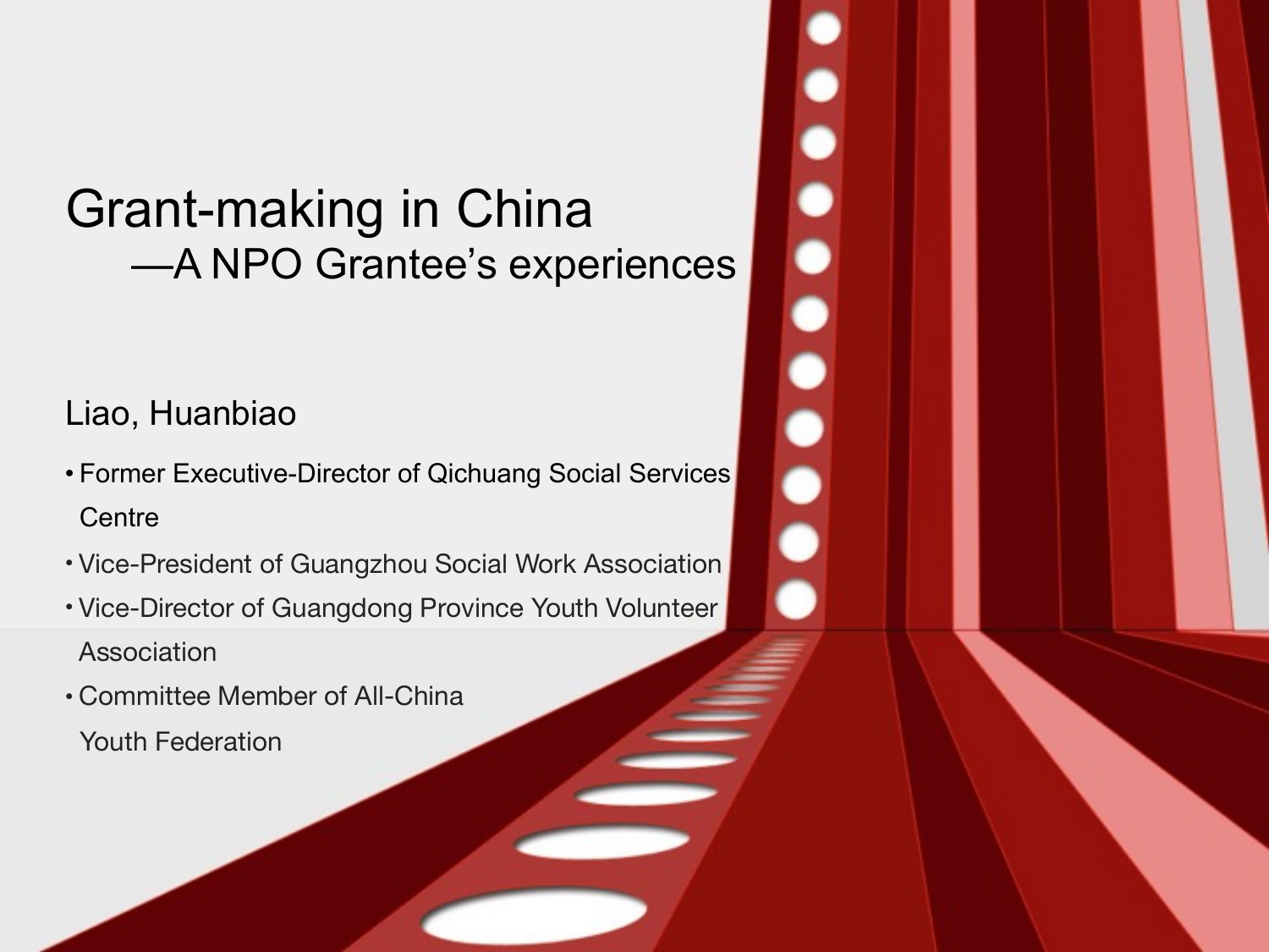# Grant-making in China

## —A NPO Grantee's experiences

Liao, Huanbiao

- Former Executive-Director of Qichuang Social Services Centre
- Vice-President of Guangzhou Social Work Association
- Vice-Director of Guangdong Province Youth Volunteer Association
- Committee Member of All-China Youth Federation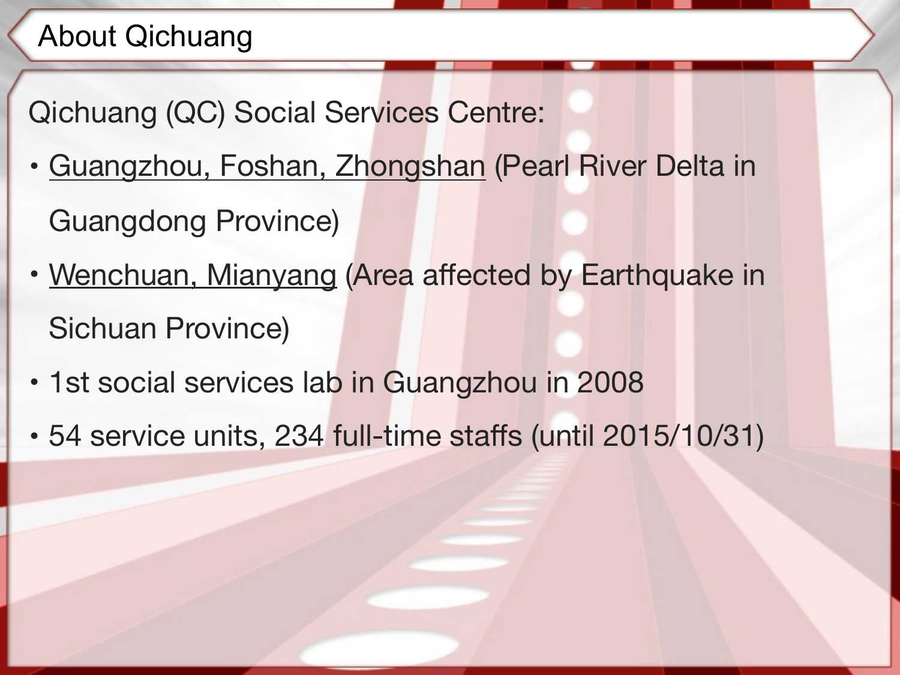# About Qichuang

Qichuang (QC) Social Services Centre:

- Guangzhou, Foshan, Zhongshan (Pearl River Delta in Guangdong Province)
- Wenchuan, Mianyang (Area affected by Earthquake in Sichuan Province)
- 1st social services lab in Guangzhou in 2008
- 54 service units, 234 full-time staffs (until 2015/10/31)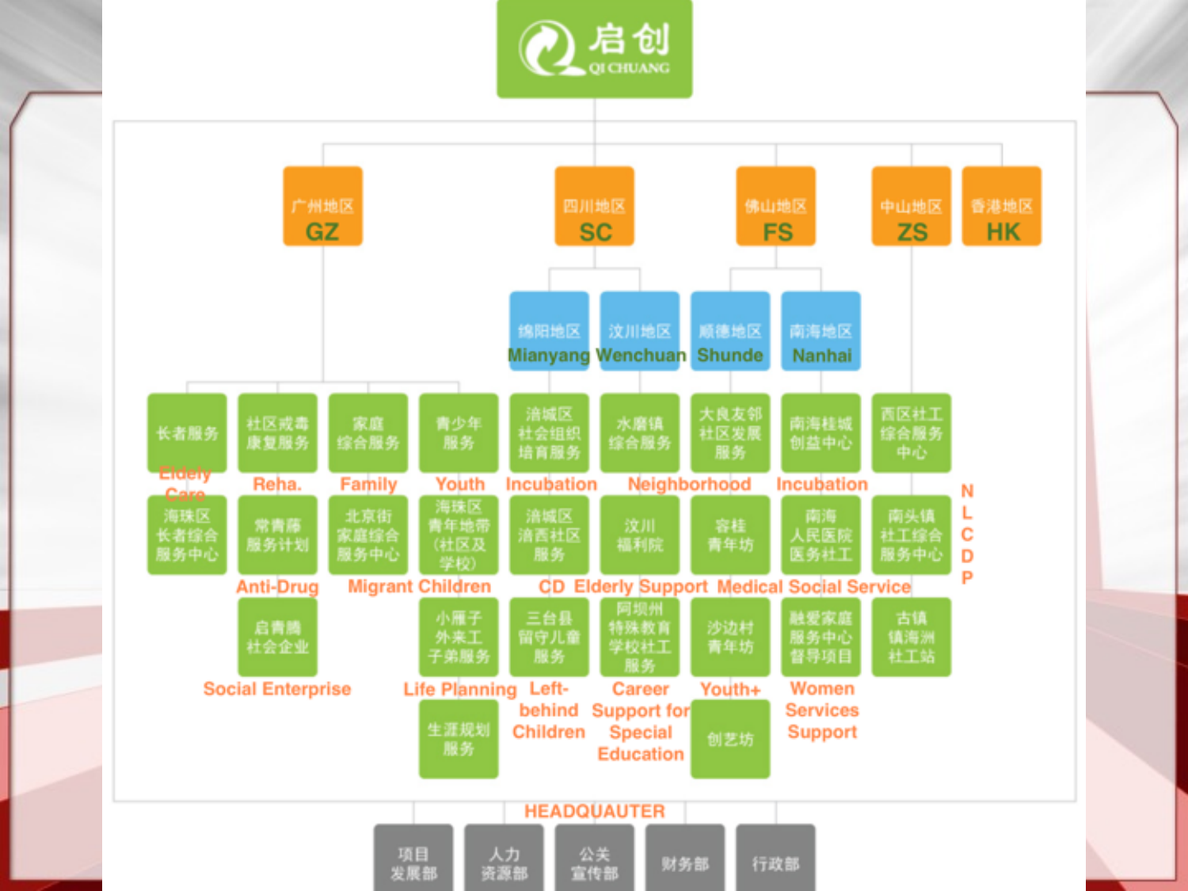# 启创 QI CHUANG

## 广州地区 GZ

- 长者服务 — Elderly Care
  - 海珠区长者综合服务中心
- 社区戒毒康复服务 — Reha.
  - 常青藤服务计划 — Anti-Drug
  - 启青腾社会企业 — Social Enterprise
- 家庭综合服务 — Family
  - 北京街家庭综合服务中心
- 青少年服务 — Youth
  - 海珠区青年地带（社区及学校） — Migrant Children
  - 小雁子外来工子弟服务 — Life Planning
  - 生涯规划服务

## 四川地区 SC

### 绵阳地区 Mianyang

- 涪城区社会组织培育服务 — Incubation
  - 涪城区涪西社区服务 — CD
  - 三台县留守儿童服务 — Left-behind Children

### 汶川地区 Wenchuan

- 水磨镇综合服务
  - 汶川福利院 — Elderly Support
  - 阿坝州特殊教育学校社工服务 — Career Support for Special Education

## 佛山地区 FS

### 顺德地区 Shunde

- 大良友邻社区发展服务 — Neighborhood
  - 容桂青年坊
  - 沙边村青年坊 — Youth+
  - 创艺坊

### 南海地区 Nanhai

- 南海桂城创益中心 — Incubation
  - 南海人民医院医务社工 — Medical Social Service
  - 融爱家庭服务中心督导项目 — Women Services Support

## 中山地区 ZS

- 西区社工综合服务中心 — NLCDP
  - 南头镇社工综合服务中心
  - 古镇镇海洲社工站

## 香港地区 HK

## HEADQUAUTER

- 项目发展部
- 人力资源部
- 公关宣传部
- 财务部
- 行政部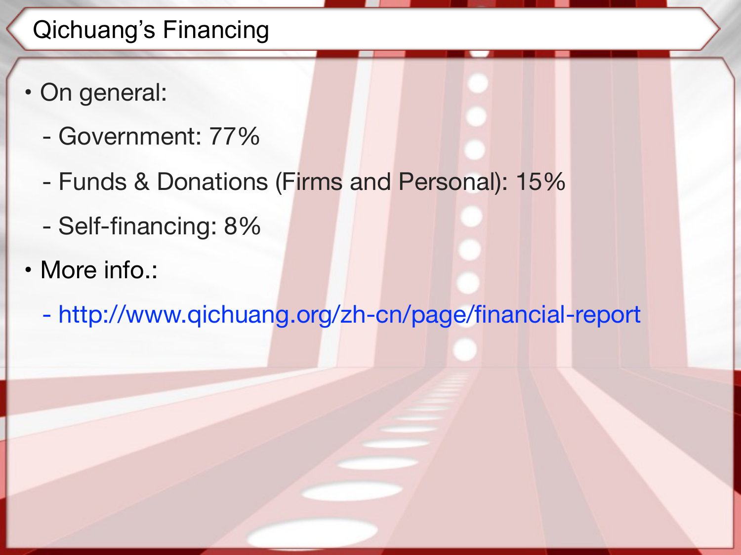# Qichuang's Financing

- On general:
  - Government: 77%
  - Funds & Donations (Firms and Personal): 15%
  - Self-financing: 8%
- More info.:
  - http://www.qichuang.org/zh-cn/page/financial-report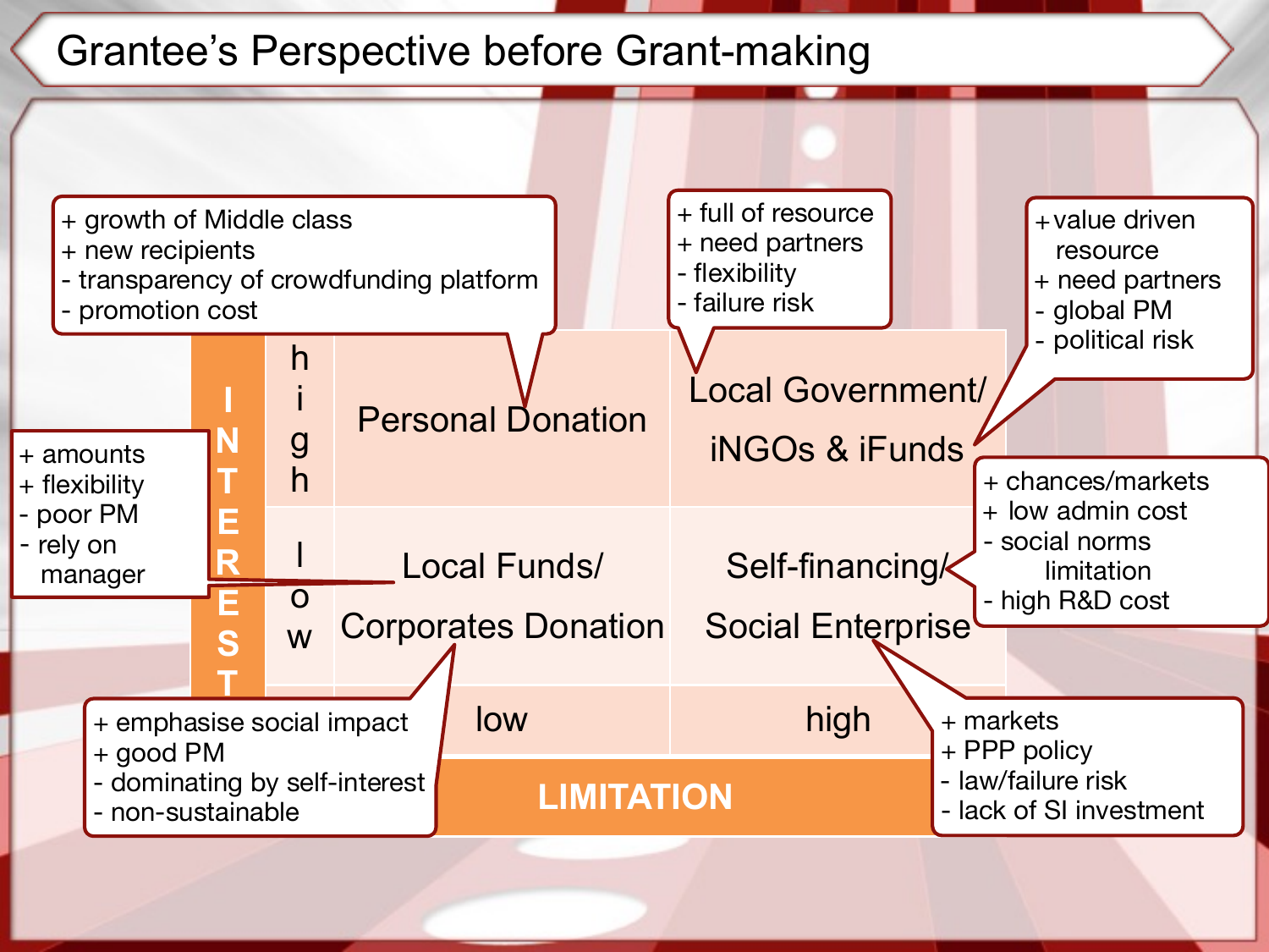# Grantee's Perspective before Grant-making

| INTEREST \ LIMITATION | low | high |
|---|---|---|
| high | Personal Donation | Local Government/ iNGOs & iFunds |
| low | Local Funds/ Corporates Donation | Self-financing/ Social Enterprise |

**Personal Donation**
- + growth of Middle class
- + new recipients
- - transparency of crowdfunding platform
- - promotion cost

**Local Government**
- + full of resource
- + need partners
- - flexibility
- - failure risk

**iNGOs & iFunds**
- + value driven resource
- + need partners
- - global PM
- - political risk

**Local Funds**
- + amounts
- + flexibility
- - poor PM
- - rely on manager

**Corporates Donation**
- + emphasise social impact
- + good PM
- - dominating by self-interest
- - non-sustainable

**Self-financing**
- + chances/markets
- + low admin cost
- - social norms limitation
- - high R&D cost

**Social Enterprise**
- + markets
- + PPP policy
- - law/failure risk
- - lack of SI investment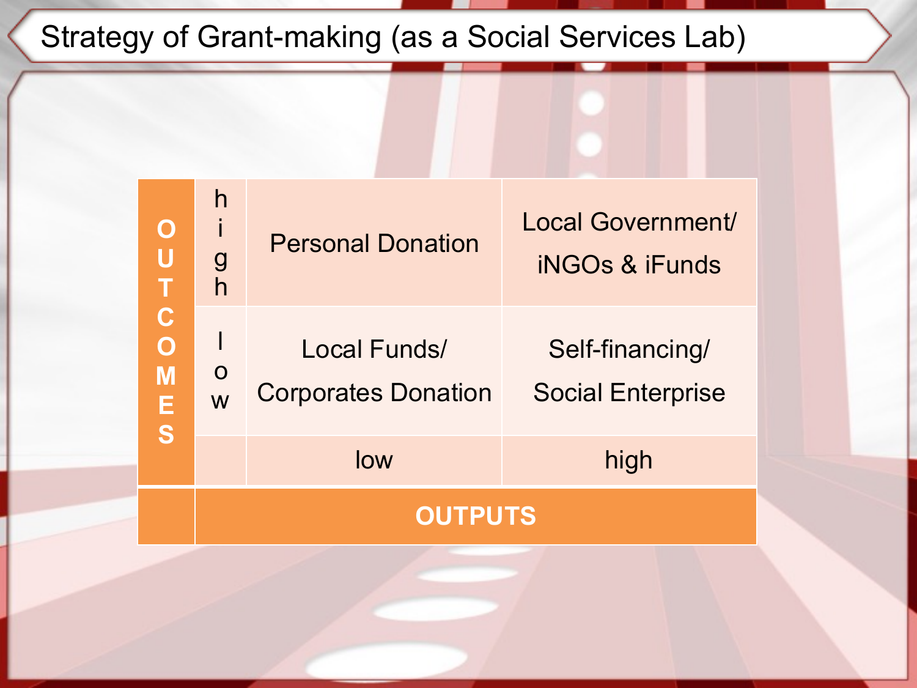# Strategy of Grant-making (as a Social Services Lab)

| OUTCOMES | | | |
|---|---|---|---|
| | high | Personal Donation | Local Government/ iNGOs & iFunds |
| | low | Local Funds/ Corporates Donation | Self-financing/ Social Enterprise |
| | | low | high |
| | | **OUTPUTS** | |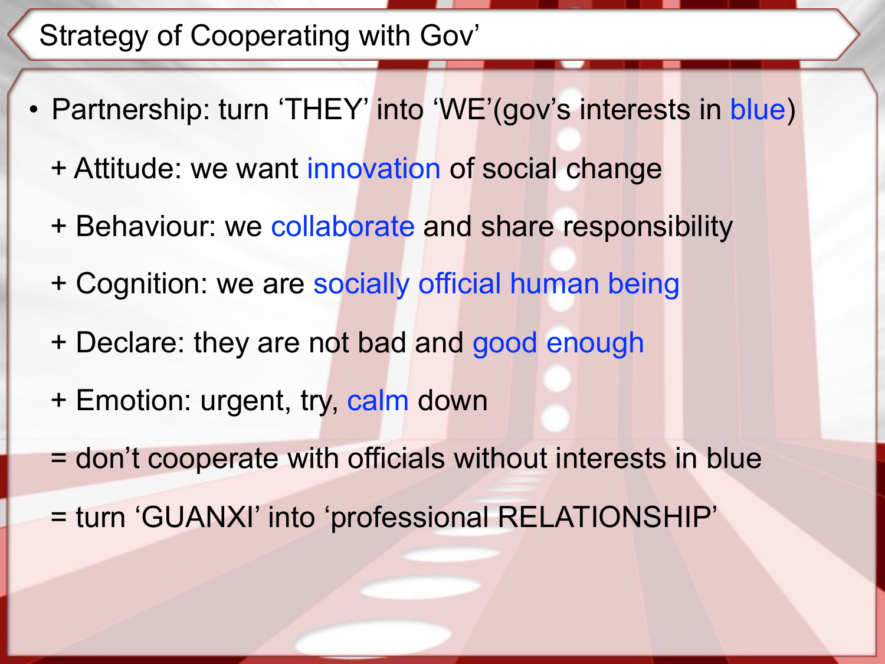# Strategy of Cooperating with Gov'

- Partnership: turn 'THEY' into 'WE'(gov's interests in blue)

  + Attitude: we want innovation of social change

  + Behaviour: we collaborate and share responsibility

  + Cognition: we are socially official human being

  + Declare: they are not bad and good enough

  + Emotion: urgent, try, calm down

  = don't cooperate with officials without interests in blue

  = turn 'GUANXI' into 'professional RELATIONSHIP'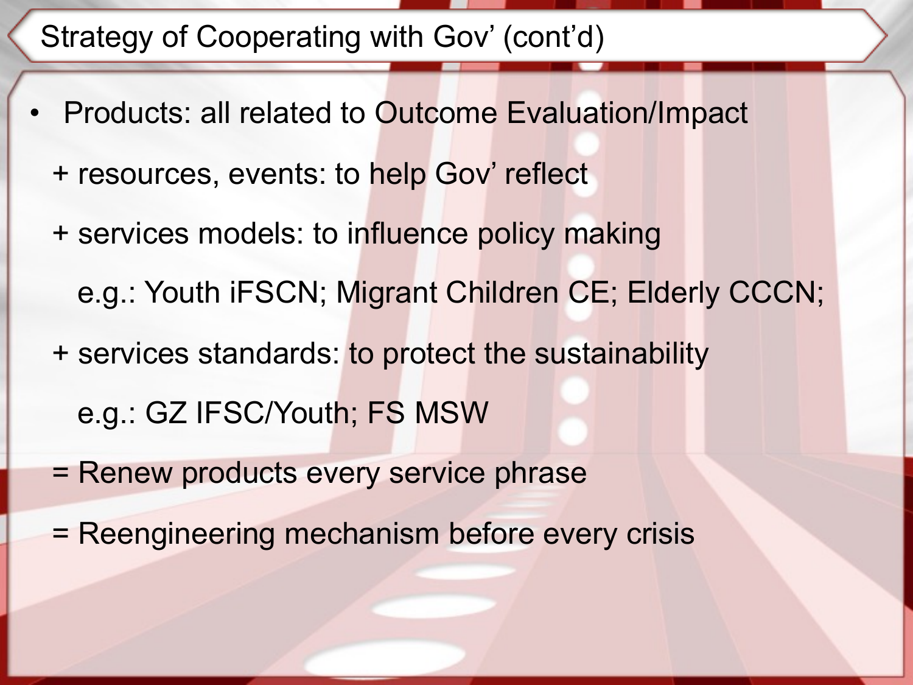# Strategy of Cooperating with Gov' (cont'd)

- Products: all related to Outcome Evaluation/Impact

  + resources, events: to help Gov' reflect

  + services models: to influence policy making

    e.g.: Youth iFSCN; Migrant Children CE; Elderly CCCN;

  + services standards: to protect the sustainability

    e.g.: GZ IFSC/Youth; FS MSW

  = Renew products every service phrase

  = Reengineering mechanism before every crisis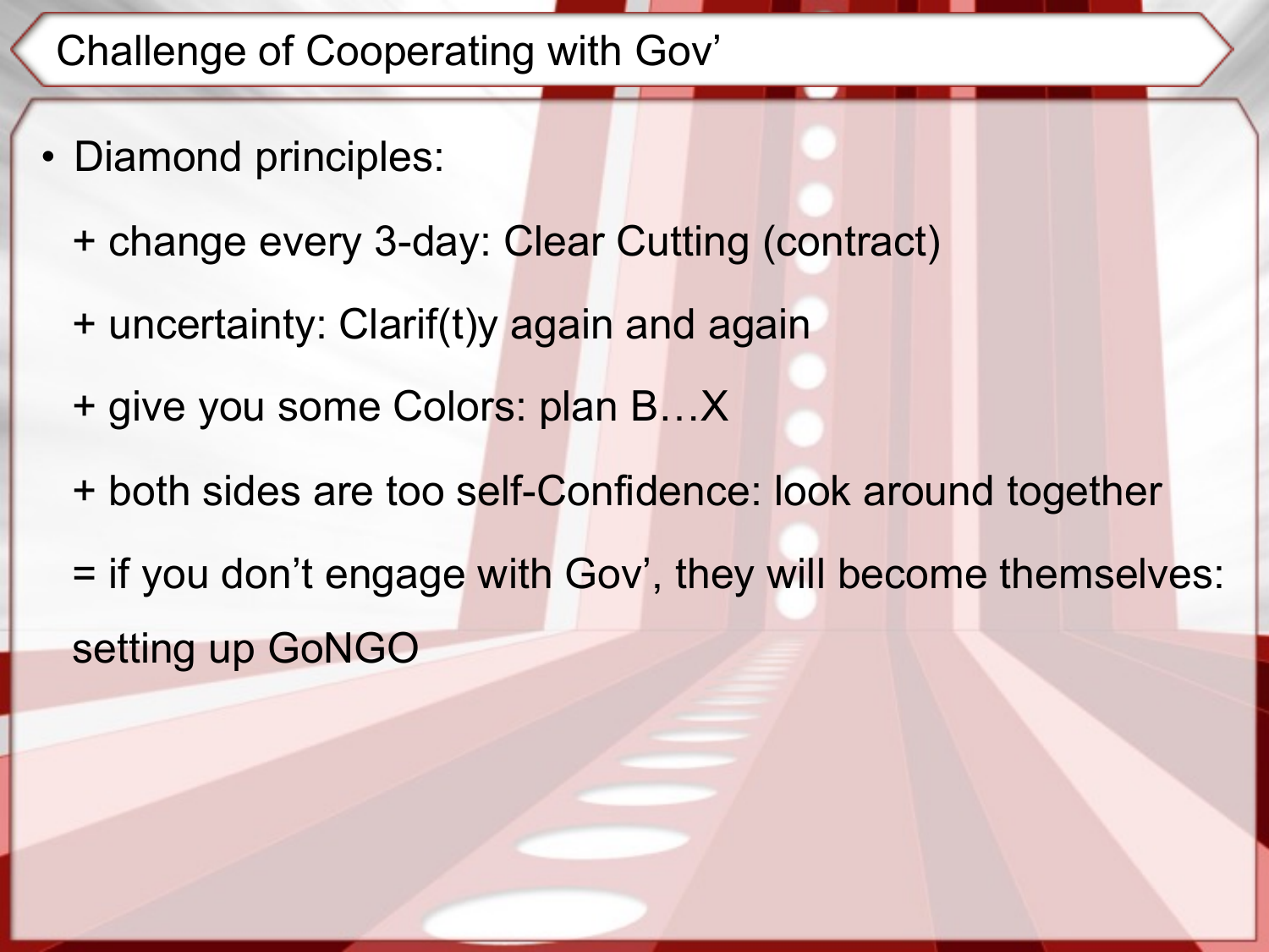# Challenge of Cooperating with Gov'

- Diamond principles:

  + change every 3-day: Clear Cutting (contract)

  + uncertainty: Clarif(t)y again and again

  + give you some Colors: plan B…X

  + both sides are too self-Confidence: look around together

  = if you don't engage with Gov', they will become themselves: setting up GoNGO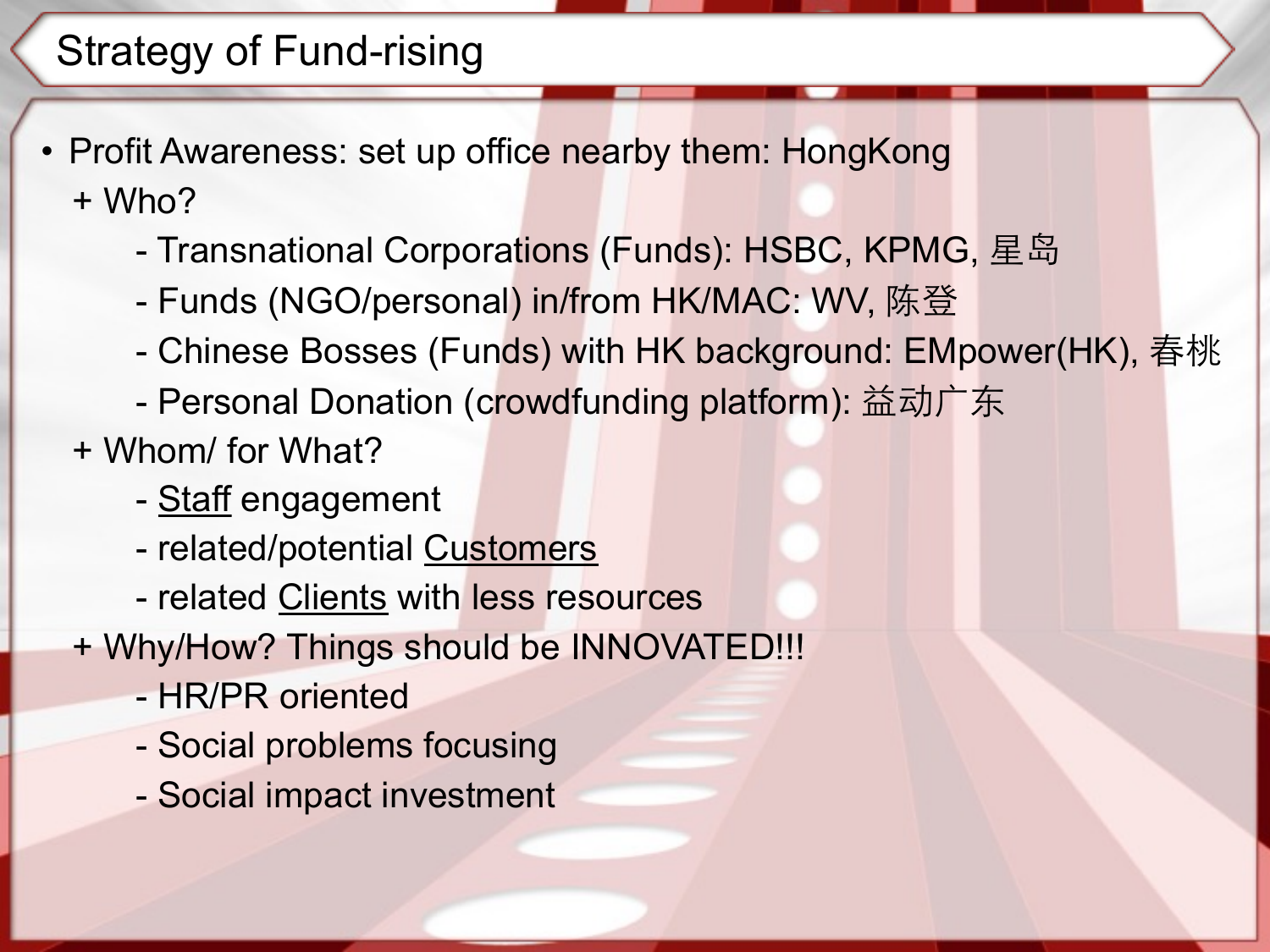# Strategy of Fund-rising

- Profit Awareness: set up office nearby them: HongKong
  + Who?
    - Transnational Corporations (Funds): HSBC, KPMG, 星岛
    - Funds (NGO/personal) in/from HK/MAC: WV, 陈登
    - Chinese Bosses (Funds) with HK background: EMpower(HK), 春桃
    - Personal Donation (crowdfunding platform): 益动广东
  + Whom/ for What?
    - <u>Staff</u> engagement
    - related/potential <u>Customers</u>
    - related <u>Clients</u> with less resources
  + Why/How? Things should be INNOVATED!!!
    - HR/PR oriented
    - Social problems focusing
    - Social impact investment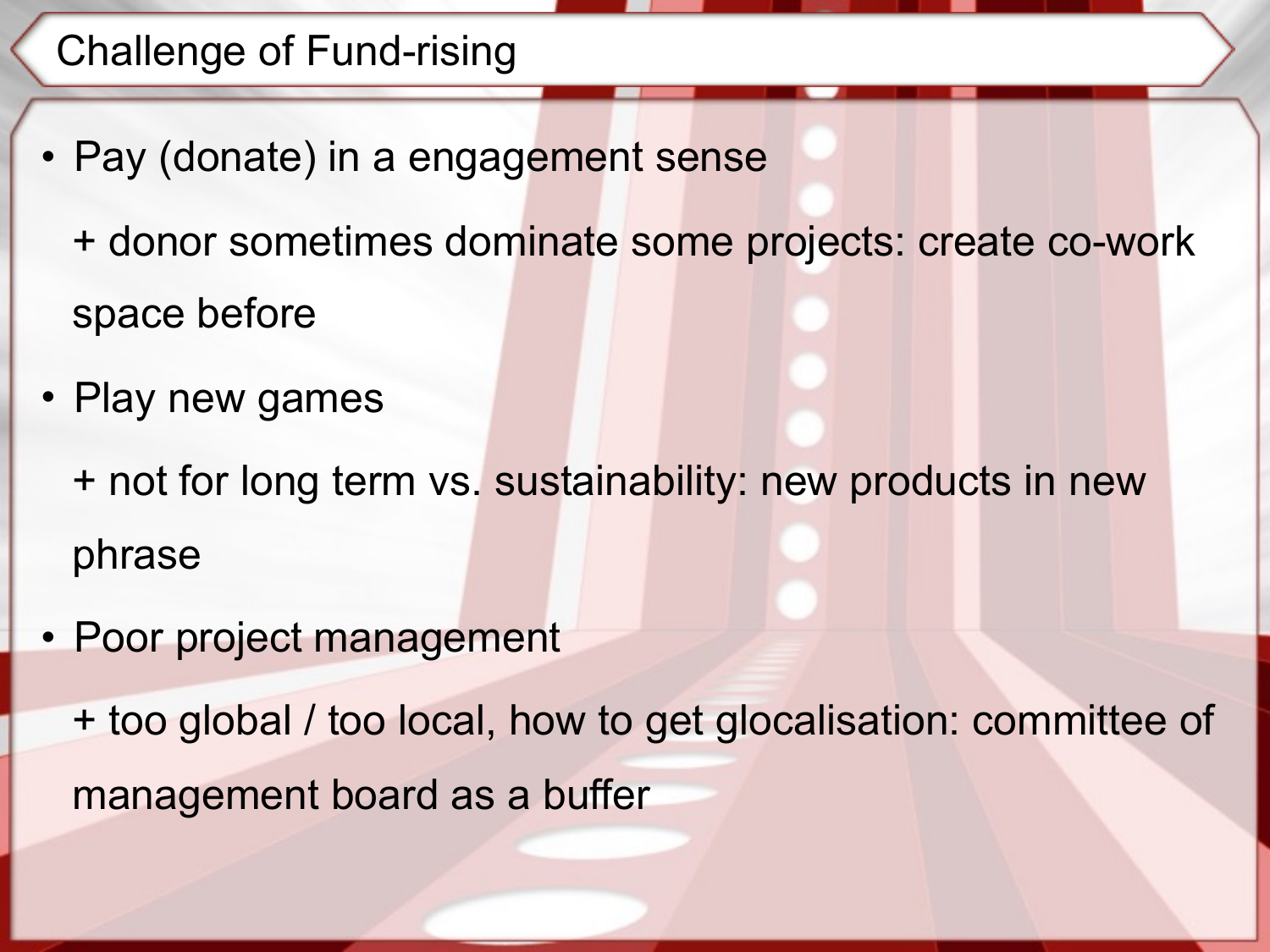# Challenge of Fund-rising

- Pay (donate) in a engagement sense

  + donor sometimes dominate some projects: create co-work space before

- Play new games

  + not for long term vs. sustainability: new products in new phrase

- Poor project management

  + too global / too local, how to get glocalisation: committee of management board as a buffer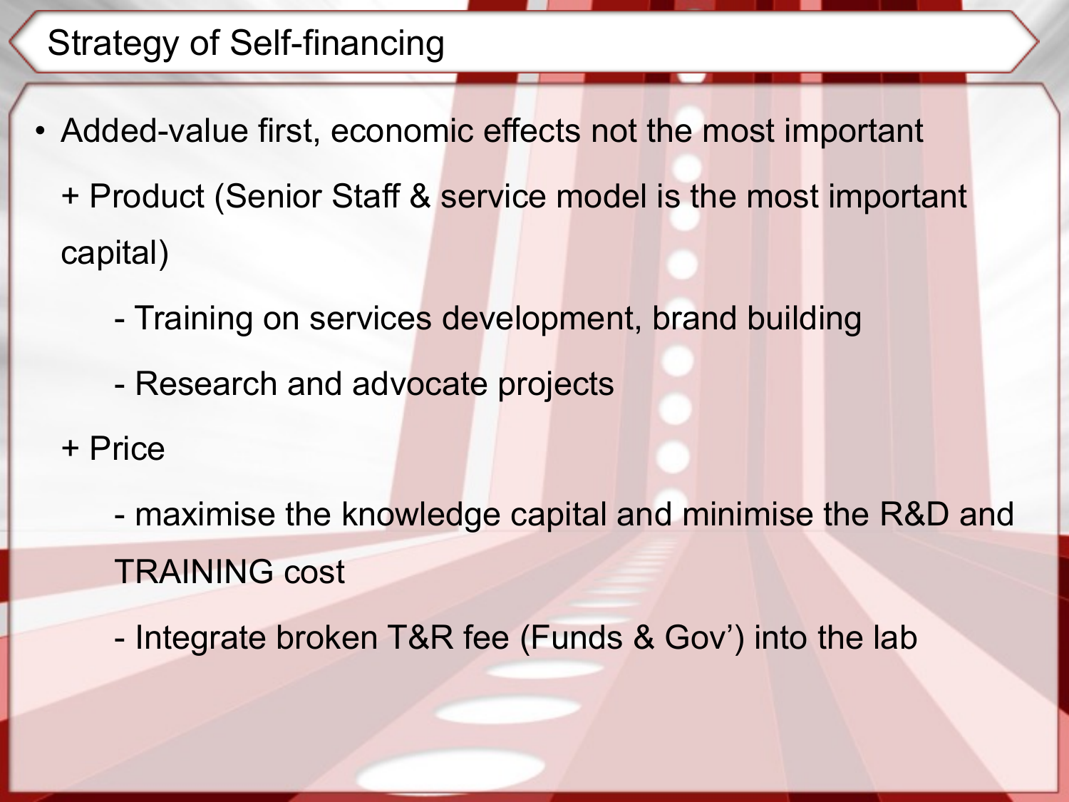# Strategy of Self-financing

- Added-value first, economic effects not the most important

  + Product (Senior Staff & service model is the most important capital)

    - Training on services development, brand building
    - Research and advocate projects

  + Price

    - maximise the knowledge capital and minimise the R&D and TRAINING cost
    - Integrate broken T&R fee (Funds & Gov') into the lab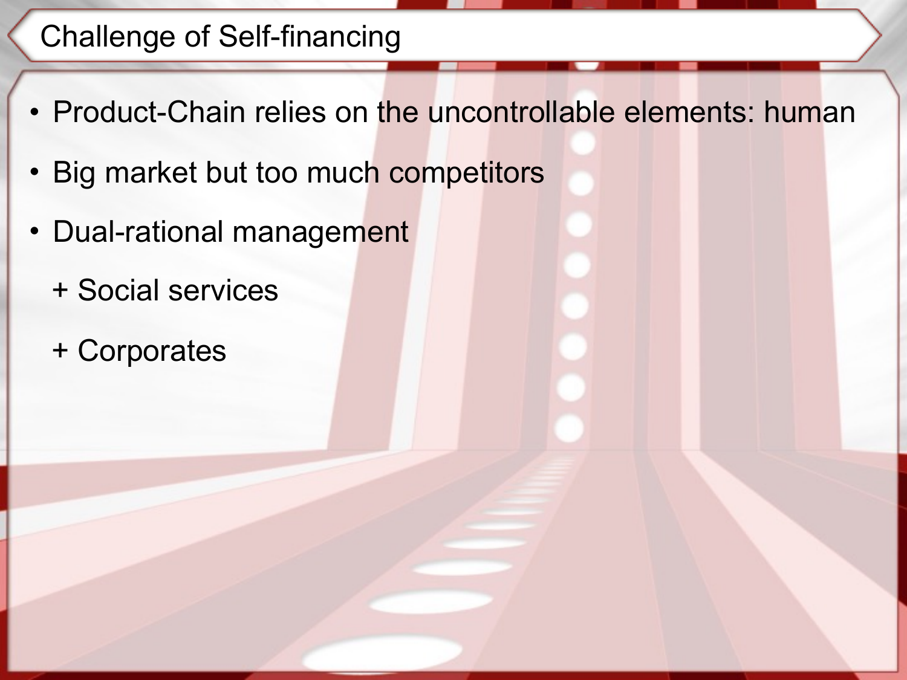# Challenge of Self-financing

- Product-Chain relies on the uncontrollable elements: human
- Big market but too much competitors
- Dual-rational management

  + Social services

  + Corporates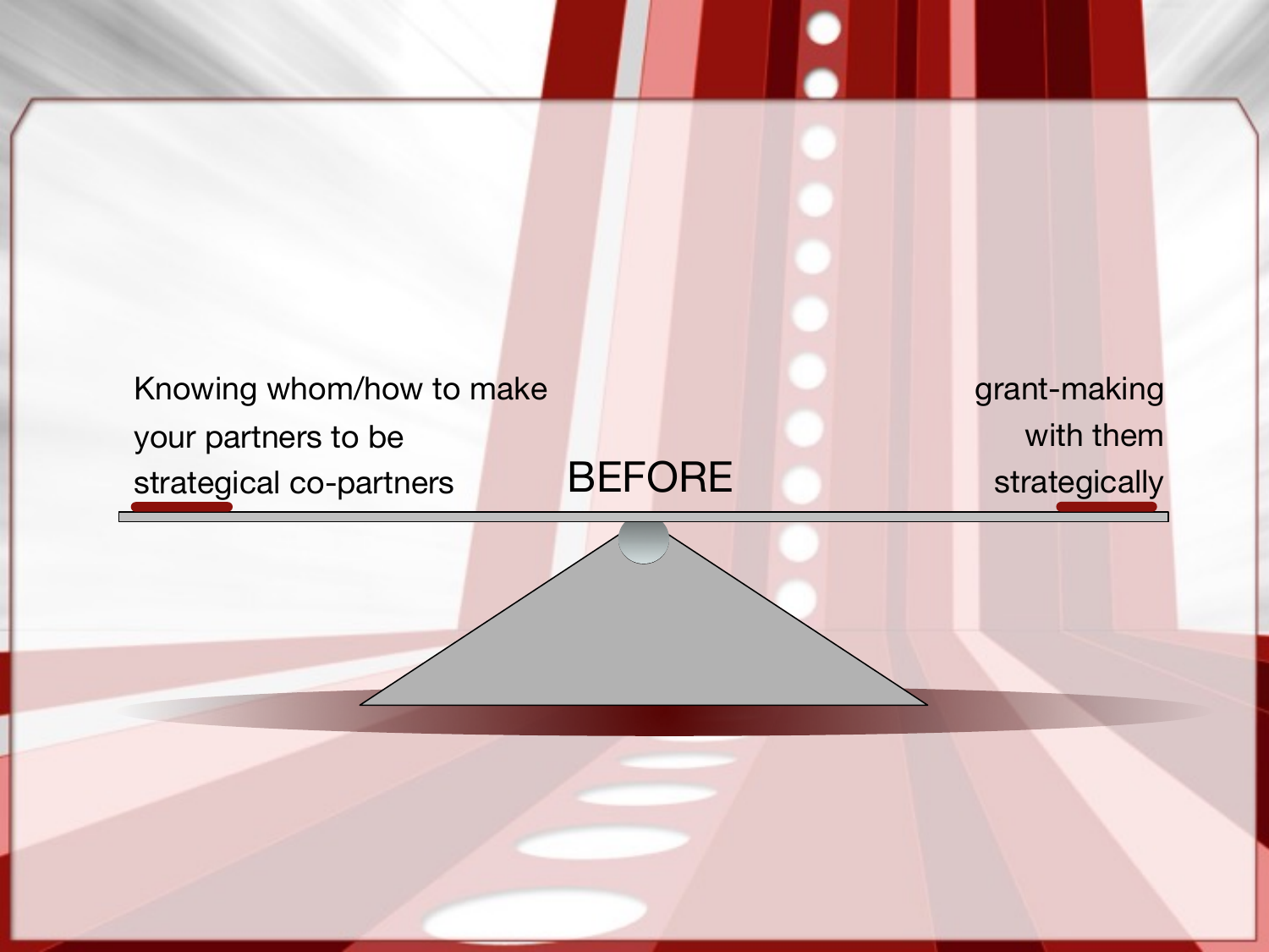Knowing whom/how to make
your partners to be
strategical co-partners

BEFORE

grant-making
with them
strategically